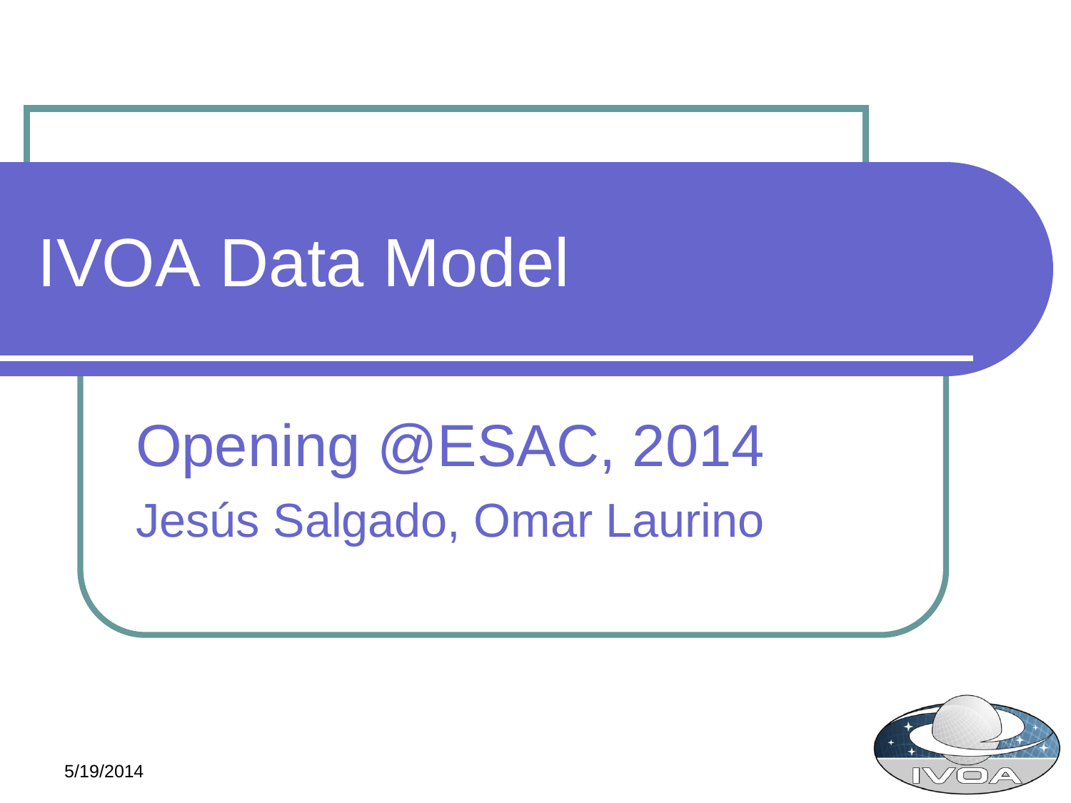# IVOA Data Model

## Opening @ESAC, 2014

Jesús Salgado, Omar Laurino

5/19/2014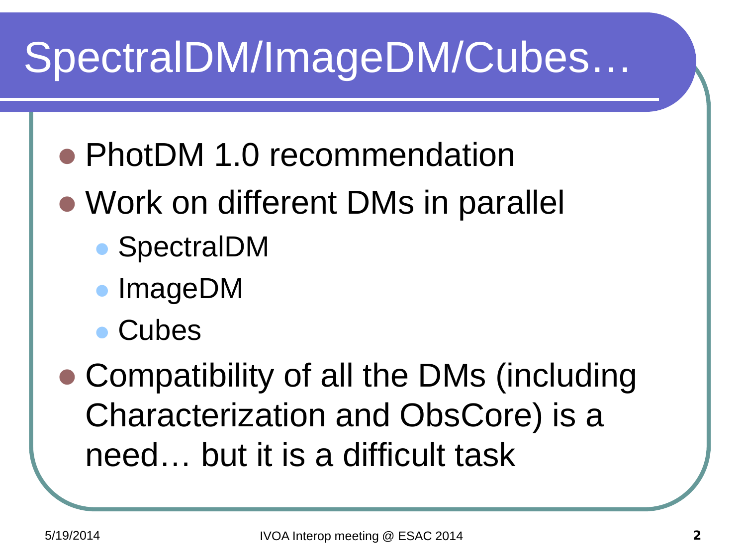# SpectralDM/ImageDM/Cubes…

- PhotDM 1.0 recommendation
- Work on different DMs in parallel
  - SpectralDM
  - ImageDM
  - Cubes
- Compatibility of all the DMs (including Characterization and ObsCore) is a need… but it is a difficult task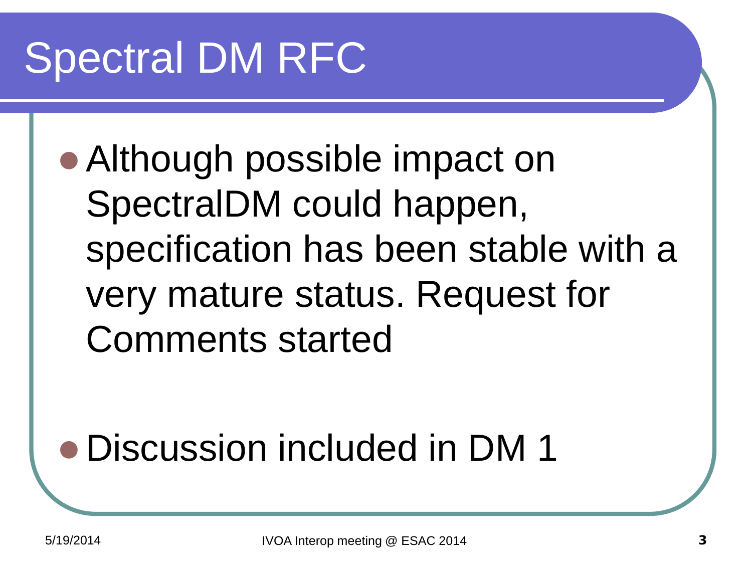# Spectral DM RFC

- Although possible impact on SpectralDM could happen, specification has been stable with a very mature status. Request for Comments started

- Discussion included in DM 1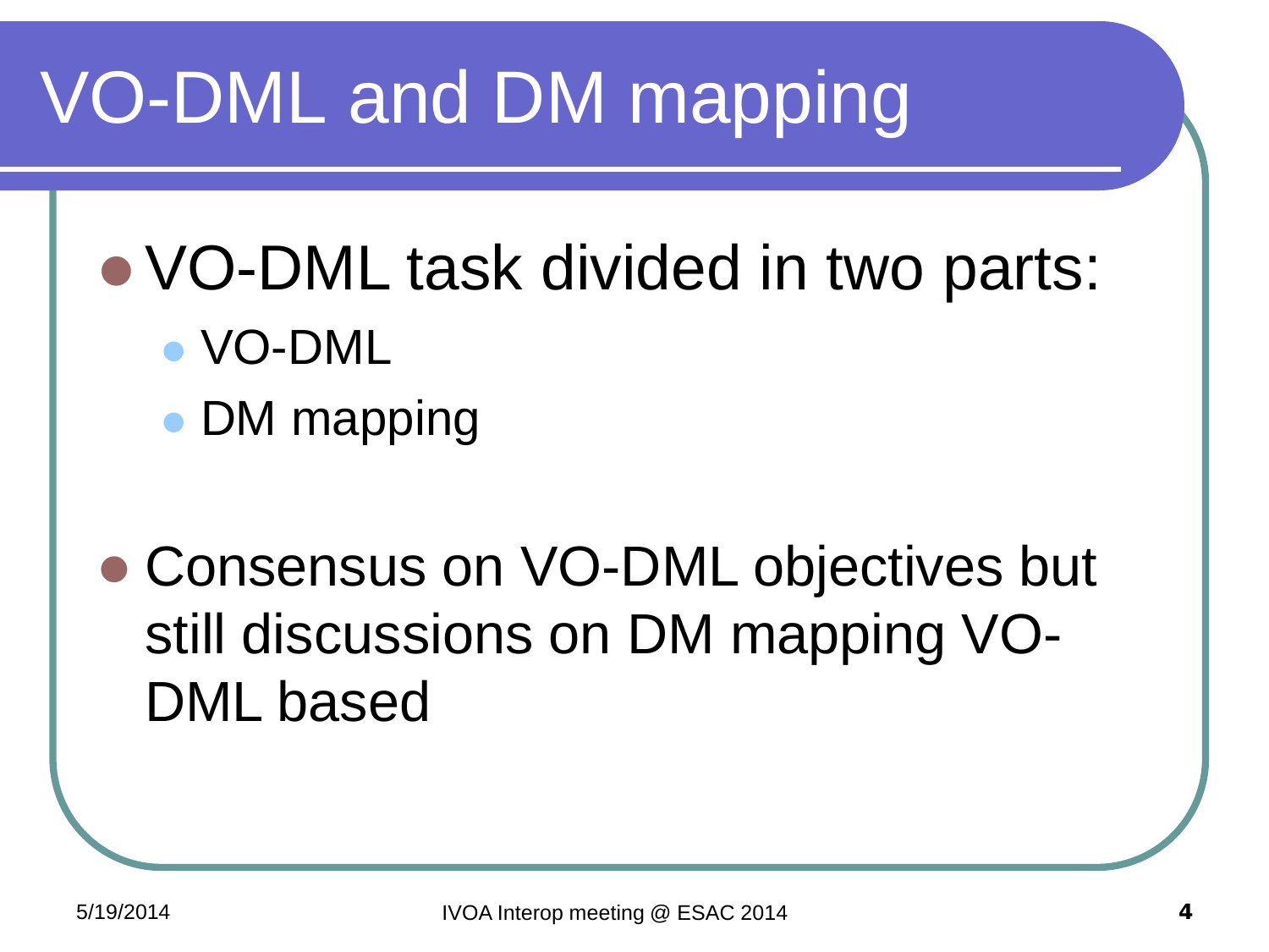# VO-DML and DM mapping

- VO-DML task divided in two parts:
  - VO-DML
  - DM mapping

- Consensus on VO-DML objectives but still discussions on DM mapping VO-DML based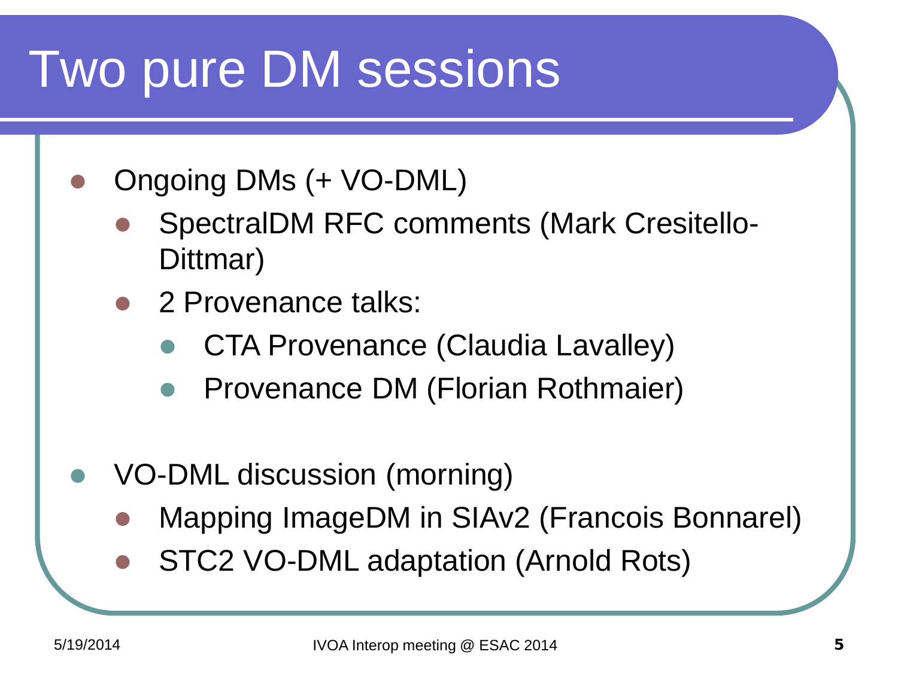# Two pure DM sessions

- Ongoing DMs (+ VO-DML)
  - SpectralDM RFC comments (Mark Cresitello-Dittmar)
  - 2 Provenance talks:
    - CTA Provenance (Claudia Lavalley)
    - Provenance DM (Florian Rothmaier)

- VO-DML discussion (morning)
  - Mapping ImageDM in SIAv2 (Francois Bonnarel)
  - STC2 VO-DML adaptation (Arnold Rots)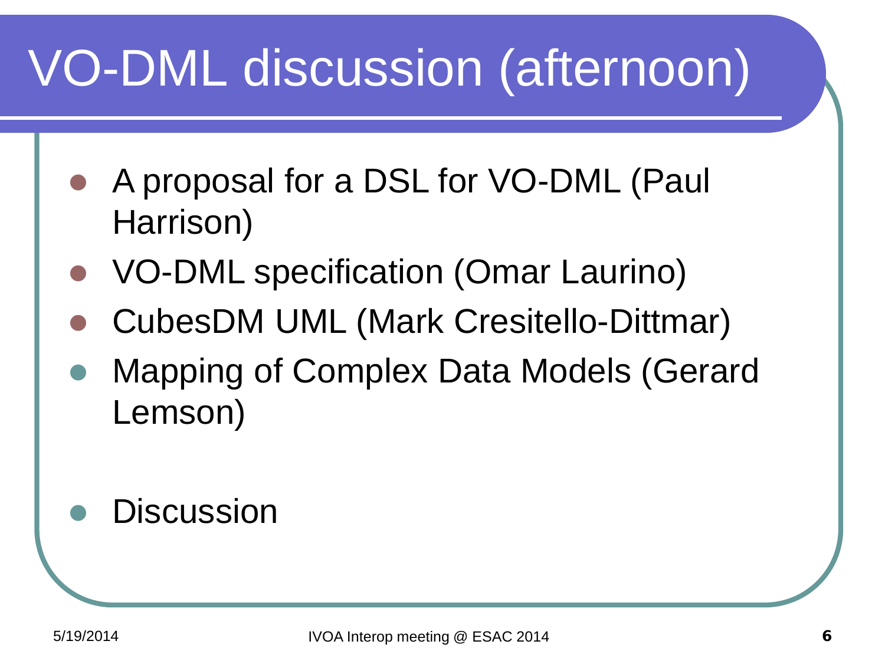# VO-DML discussion (afternoon)

- A proposal for a DSL for VO-DML (Paul Harrison)
- VO-DML specification (Omar Laurino)
- CubesDM UML (Mark Cresitello-Dittmar)
- Mapping of Complex Data Models (Gerard Lemson)

- Discussion